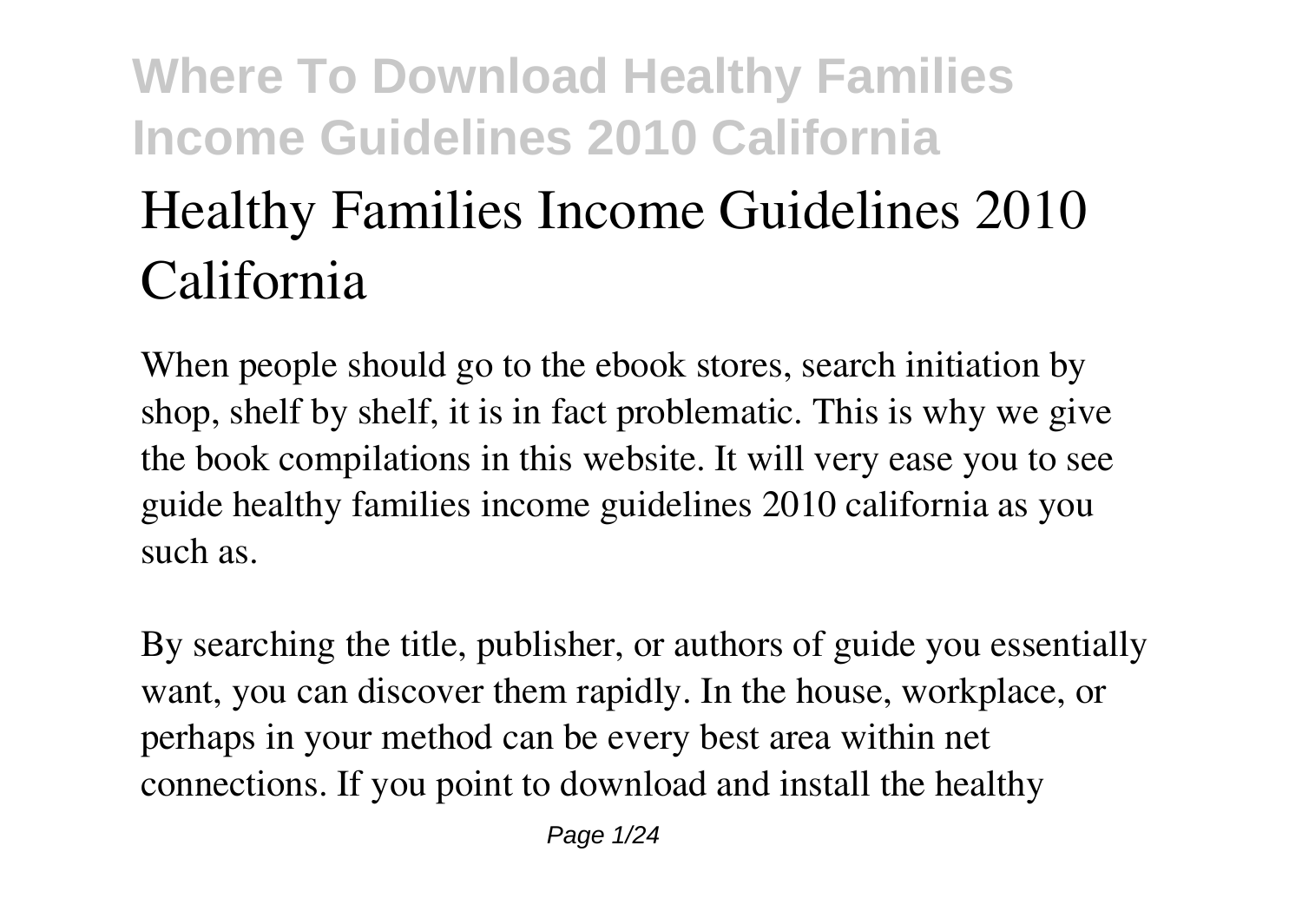# Healthy Families Income Guidelines 2010 California

When people should go to the ebook stores, search initiation by shop, shelf by shelf, it is in fact problematic. This is why we give the book compilations in this website. It will very ease you to see guide **healthy families income guidelines 2010 california** as you such as.

By searching the title, publisher, or authors of guide you essentially want, you can discover them rapidly. In the house, workplace, or perhaps in your method can be every best area within net connections. If you point to download and install the healthy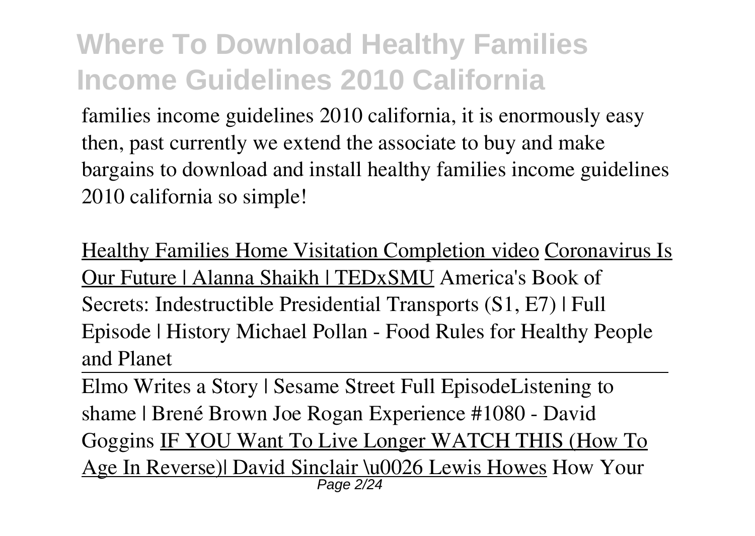families income guidelines 2010 california, it is enormously easy then, past currently we extend the associate to buy and make bargains to download and install healthy families income guidelines 2010 california so simple!

Healthy Families Home Visitation Completion video Coronavirus Is Our Future | Alanna Shaikh | TEDxSMU America's Book of Secrets: Indestructible Presidential Transports (S1, E7) | Full Episode | History Michael Pollan - Food Rules for Healthy People and Planet

Elmo Writes a Story | Sesame Street Full EpisodeListening to shame | Brené Brown Joe Rogan Experience #1080 - David Goggins IF YOU Want To Live Longer WATCH THIS (How To Age In Reverse)| David Sinclair \u0026 Lewis Howes How Your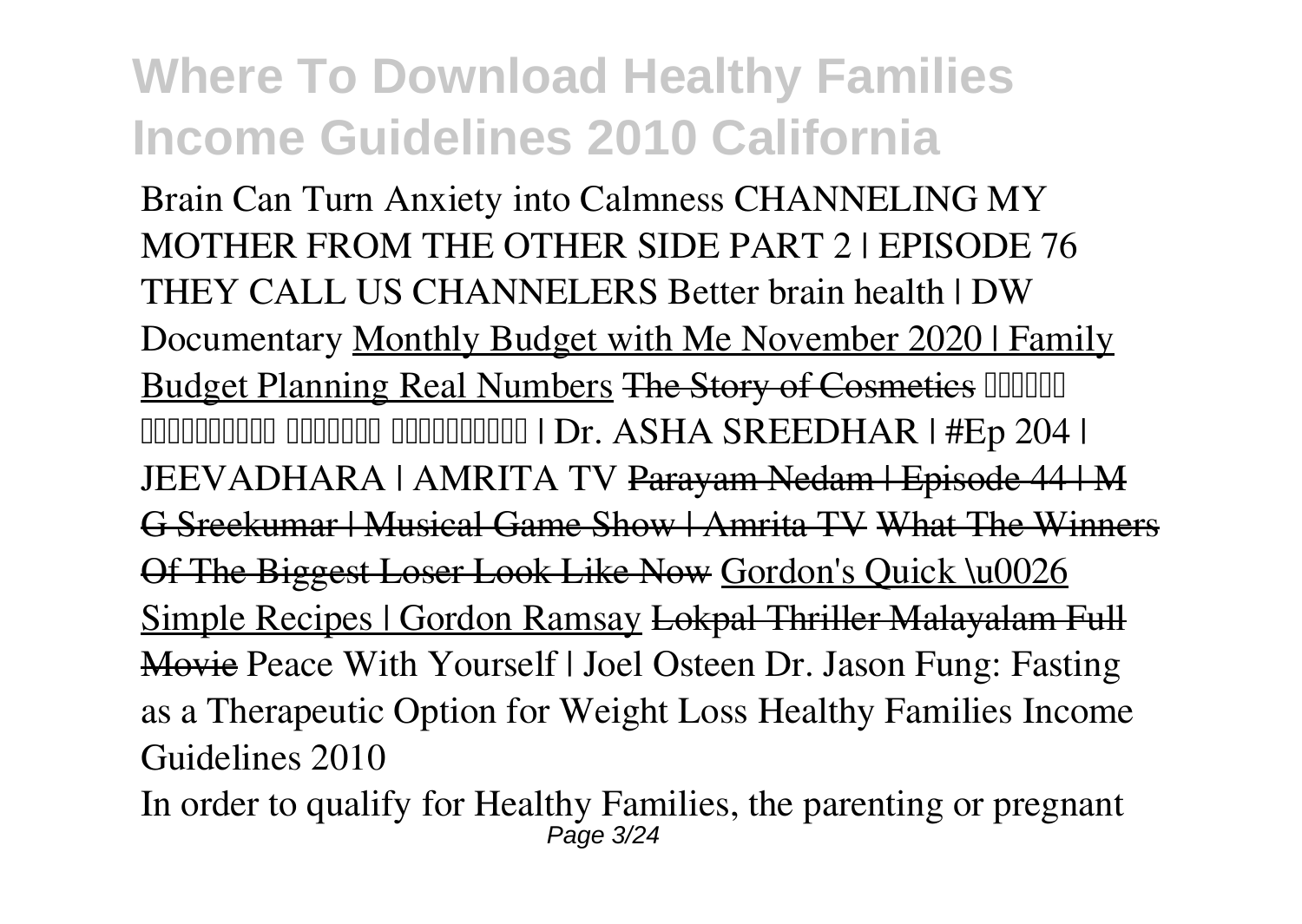Brain Can Turn Anxiety into Calmness CHANNELING MY MOTHER FROM THE OTHER SIDE PART 2 | EPISODE 76 THEY CALL US CHANNELERS Better brain health | DW Documentary Monthly Budget with Me November 2020 | Family Budget Planning Real Numbers ~~The Story of Cosmetics~~ □□□□□□ □□□□□□□□□ □□□□□□ □□□□□□□□□ | Dr. ASHA SREEDHAR | #Ep 204 | JEEVADHARA | AMRITA TV ~~Parayam Nedam | Episode 44 | M G Sreekumar | Musical Game Show | Amrita TV~~ ~~What The Winners Of The Biggest Loser Look Like Now~~ Gordon's Quick \u0026 Simple Recipes | Gordon Ramsay ~~Lokpal Thriller Malayalam Full Movie~~ Peace With Yourself | Joel Osteen Dr. Jason Fung: Fasting as a Therapeutic Option for Weight Loss Healthy Families Income Guidelines 2010

In order to qualify for Healthy Families, the parenting or pregnant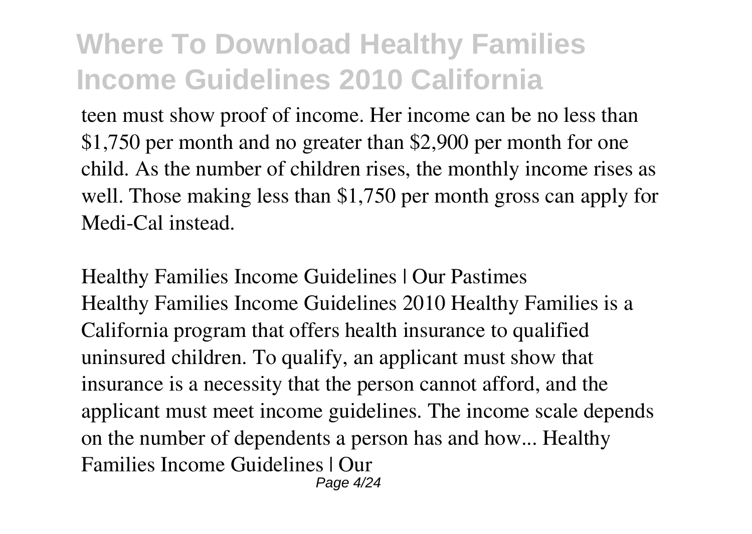teen must show proof of income. Her income can be no less than $1,750 per month and no greater than $2,900 per month for one child. As the number of children rises, the monthly income rises as well. Those making less than $1,750 per month gross can apply for Medi-Cal instead.

*Healthy Families Income Guidelines | Our Pastimes*

Healthy Families Income Guidelines 2010 Healthy Families is a California program that offers health insurance to qualified uninsured children. To qualify, an applicant must show that insurance is a necessity that the person cannot afford, and the applicant must meet income guidelines. The income scale depends on the number of dependents a person has and how... Healthy Families Income Guidelines | Our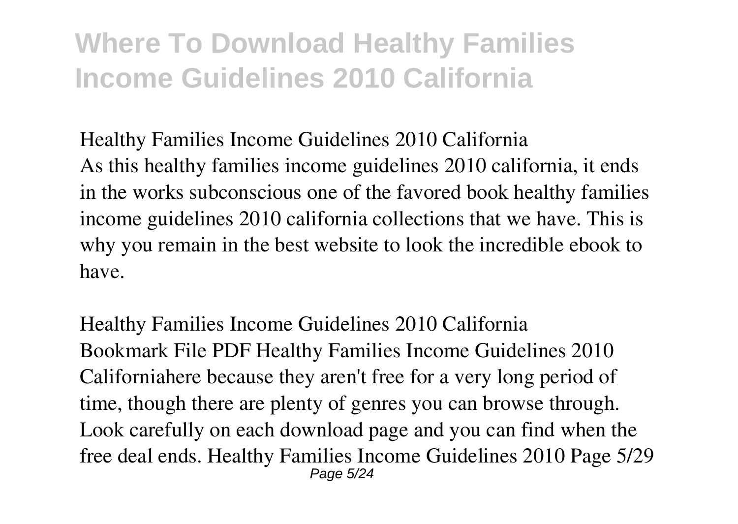**Healthy Families Income Guidelines 2010 California**

As this healthy families income guidelines 2010 california, it ends in the works subconscious one of the favored book healthy families income guidelines 2010 california collections that we have. This is why you remain in the best website to look the incredible ebook to have.

**Healthy Families Income Guidelines 2010 California**

Bookmark File PDF Healthy Families Income Guidelines 2010 Californiahere because they aren't free for a very long period of time, though there are plenty of genres you can browse through. Look carefully on each download page and you can find when the free deal ends. Healthy Families Income Guidelines 2010 Page 5/29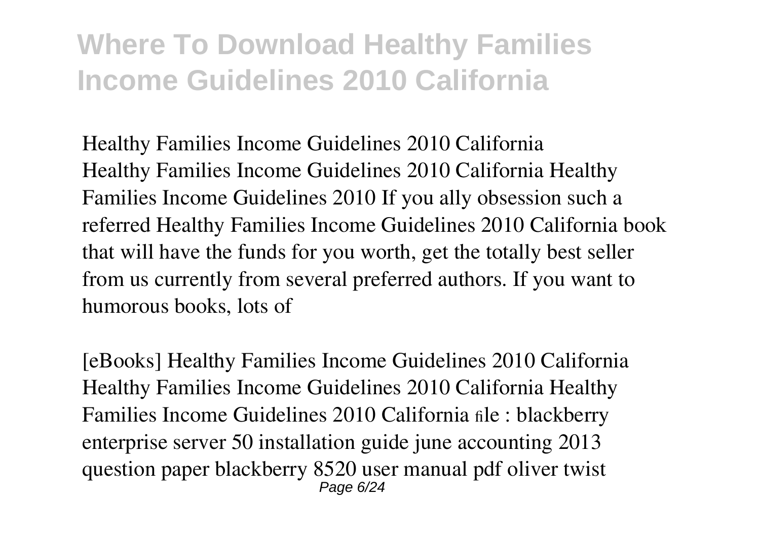**Healthy Families Income Guidelines 2010 California**

Healthy Families Income Guidelines 2010 California Healthy Families Income Guidelines 2010 If you ally obsession such a referred Healthy Families Income Guidelines 2010 California book that will have the funds for you worth, get the totally best seller from us currently from several preferred authors. If you want to humorous books, lots of

**[eBooks] Healthy Families Income Guidelines 2010 California**

Healthy Families Income Guidelines 2010 California Healthy Families Income Guidelines 2010 California file : blackberry enterprise server 50 installation guide june accounting 2013 question paper blackberry 8520 user manual pdf oliver twist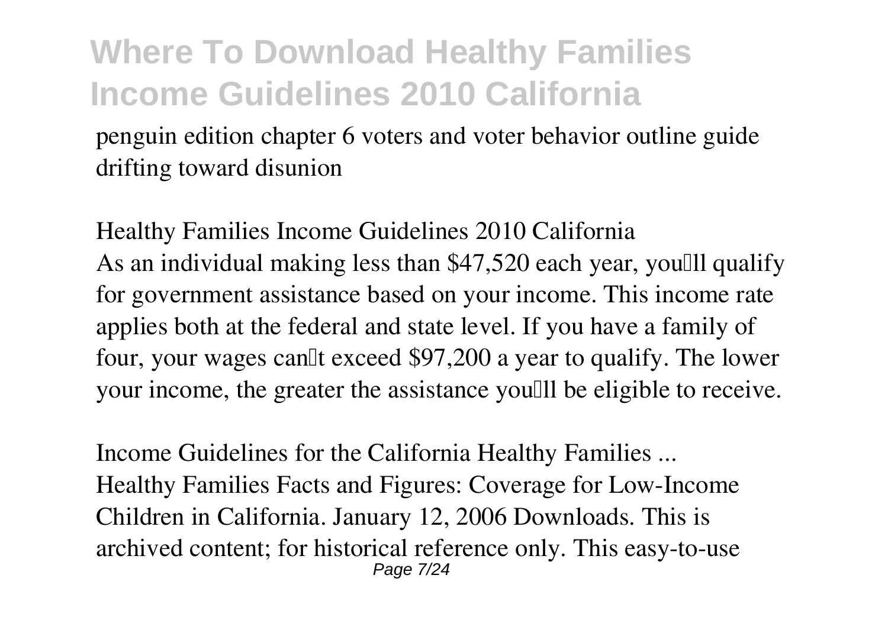penguin edition chapter 6 voters and voter behavior outline guide drifting toward disunion

*Healthy Families Income Guidelines 2010 California*

As an individual making less than $47,520 each year, you'll qualify for government assistance based on your income. This income rate applies both at the federal and state level. If you have a family of four, your wages can't exceed $97,200 a year to qualify. The lower your income, the greater the assistance you'll be eligible to receive.

*Income Guidelines for the California Healthy Families ...*

Healthy Families Facts and Figures: Coverage for Low-Income Children in California. January 12, 2006 Downloads. This is archived content; for historical reference only. This easy-to-use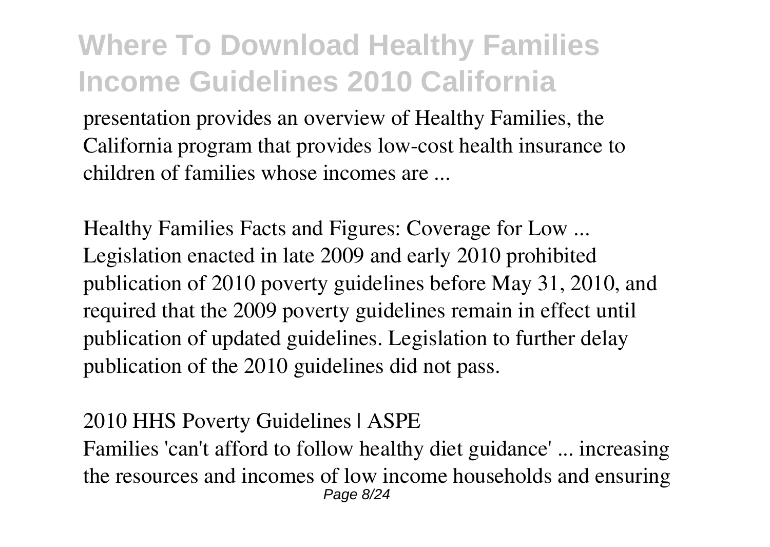presentation provides an overview of Healthy Families, the California program that provides low-cost health insurance to children of families whose incomes are ...

*Healthy Families Facts and Figures: Coverage for Low ...*
Legislation enacted in late 2009 and early 2010 prohibited publication of 2010 poverty guidelines before May 31, 2010, and required that the 2009 poverty guidelines remain in effect until publication of updated guidelines. Legislation to further delay publication of the 2010 guidelines did not pass.

*2010 HHS Poverty Guidelines | ASPE*
Families 'can't afford to follow healthy diet guidance' ... increasing the resources and incomes of low income households and ensuring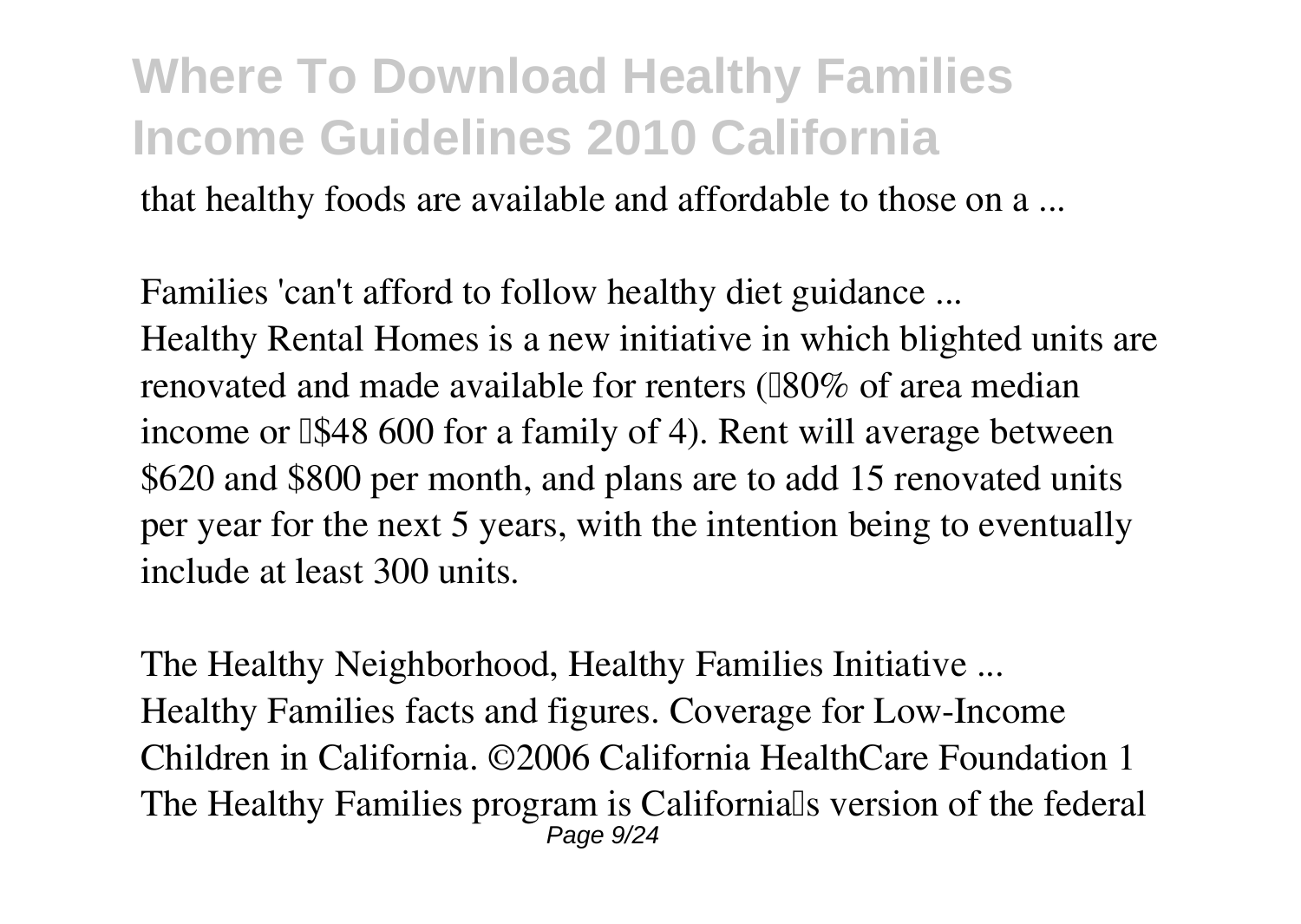that healthy foods are available and affordable to those on a ...

*Families 'can't afford to follow healthy diet guidance ...*

Healthy Rental Homes is a new initiative in which blighted units are renovated and made available for renters (80% of area median income or $48 600 for a family of 4). Rent will average between $620 and $800 per month, and plans are to add 15 renovated units per year for the next 5 years, with the intention being to eventually include at least 300 units.

*The Healthy Neighborhood, Healthy Families Initiative ...*

Healthy Families facts and figures. Coverage for Low-Income Children in California. ©2006 California HealthCare Foundation 1 The Healthy Families program is California's version of the federal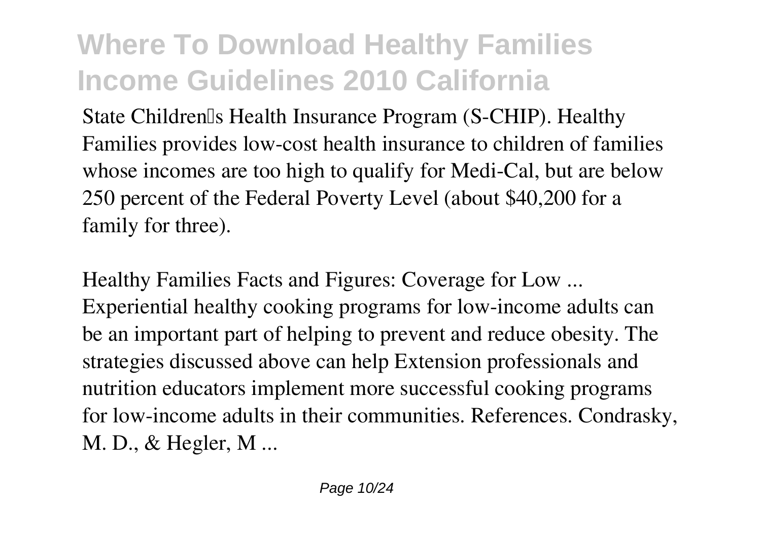State Children's Health Insurance Program (S-CHIP). Healthy Families provides low-cost health insurance to children of families whose incomes are too high to qualify for Medi-Cal, but are below 250 percent of the Federal Poverty Level (about $40,200 for a family for three).

*Healthy Families Facts and Figures: Coverage for Low ...*

Experiential healthy cooking programs for low-income adults can be an important part of helping to prevent and reduce obesity. The strategies discussed above can help Extension professionals and nutrition educators implement more successful cooking programs for low-income adults in their communities. References. Condrasky, M. D., & Hegler, M ...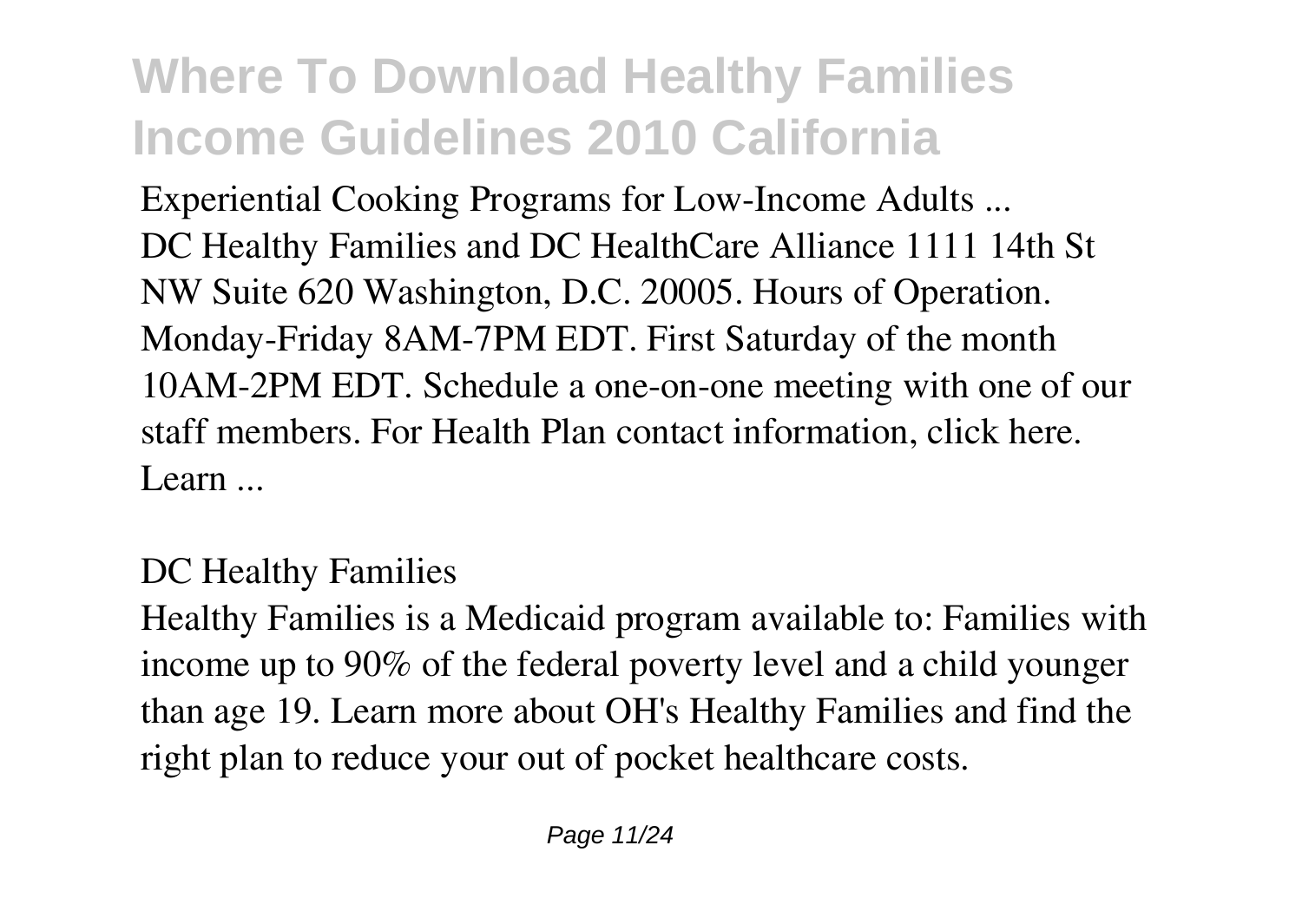Experiential Cooking Programs for Low-Income Adults ...
DC Healthy Families and DC HealthCare Alliance 1111 14th St NW Suite 620 Washington, D.C. 20005. Hours of Operation. Monday-Friday 8AM-7PM EDT. First Saturday of the month 10AM-2PM EDT. Schedule a one-on-one meeting with one of our staff members. For Health Plan contact information, click here. Learn ...

DC Healthy Families

Healthy Families is a Medicaid program available to: Families with income up to 90% of the federal poverty level and a child younger than age 19. Learn more about OH's Healthy Families and find the right plan to reduce your out of pocket healthcare costs.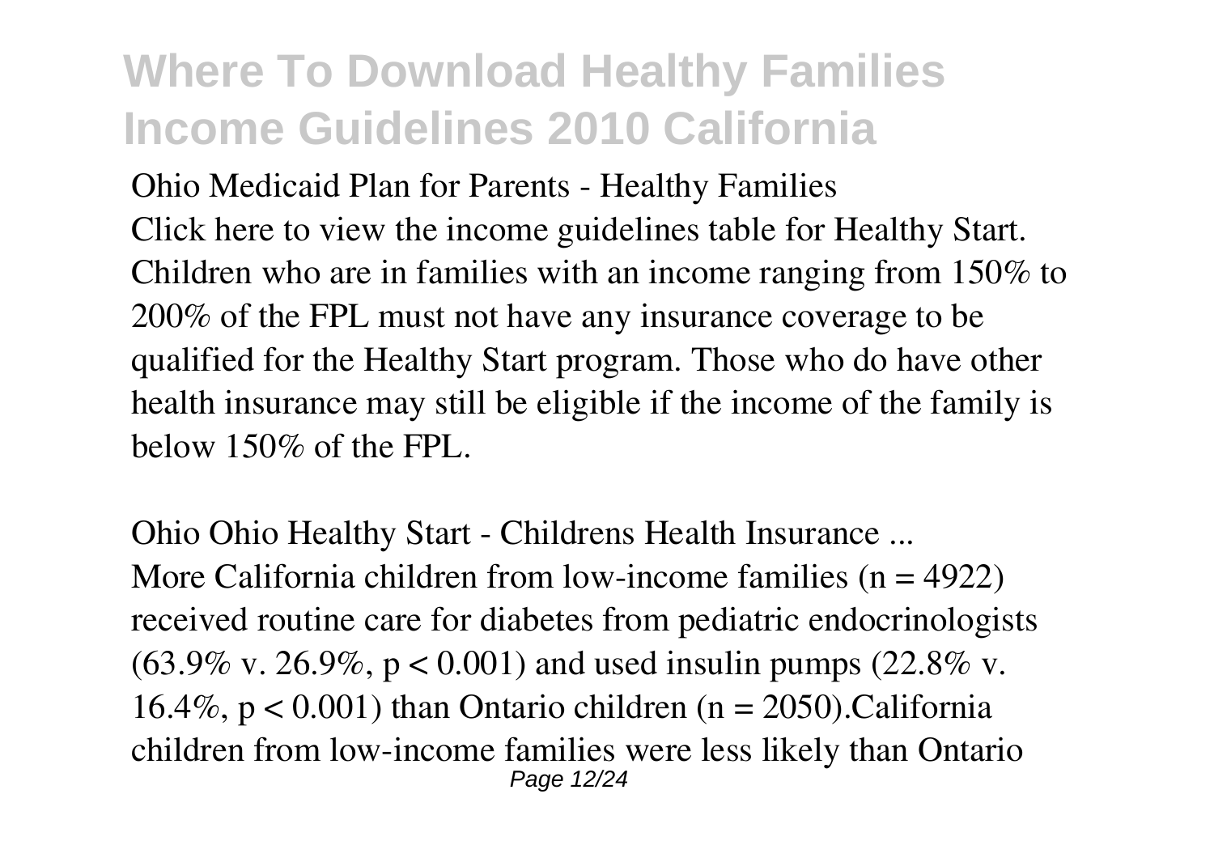Ohio Medicaid Plan for Parents - Healthy Families

Click here to view the income guidelines table for Healthy Start. Children who are in families with an income ranging from 150% to 200% of the FPL must not have any insurance coverage to be qualified for the Healthy Start program. Those who do have other health insurance may still be eligible if the income of the family is below 150% of the FPL.

Ohio Ohio Healthy Start - Childrens Health Insurance ...

More California children from low-income families ($n = 4922$) received routine care for diabetes from pediatric endocrinologists (63.9% v. 26.9%, $p < 0.001$) and used insulin pumps (22.8% v. 16.4%, $p < 0.001$) than Ontario children ($n = 2050$).California children from low-income families were less likely than Ontario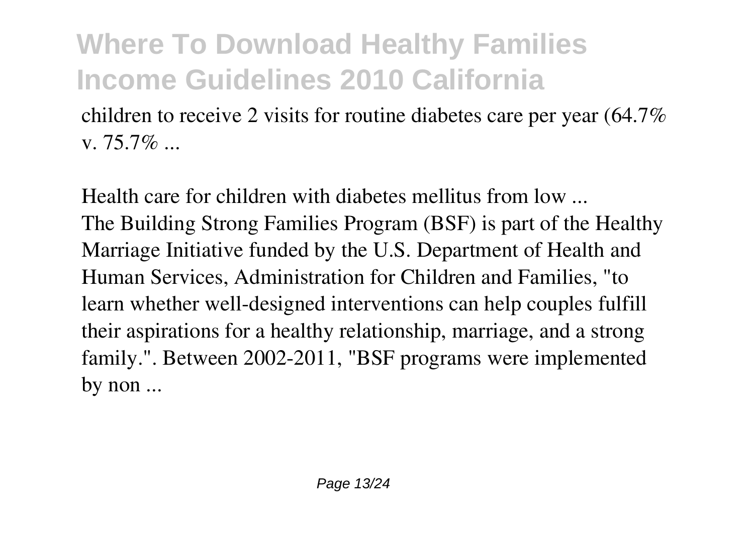children to receive 2 visits for routine diabetes care per year (64.7% v. 75.7% ...

*Health care for children with diabetes mellitus from low ...*

The Building Strong Families Program (BSF) is part of the Healthy Marriage Initiative funded by the U.S. Department of Health and Human Services, Administration for Children and Families, "to learn whether well-designed interventions can help couples fulfill their aspirations for a healthy relationship, marriage, and a strong family.". Between 2002-2011, "BSF programs were implemented by non ...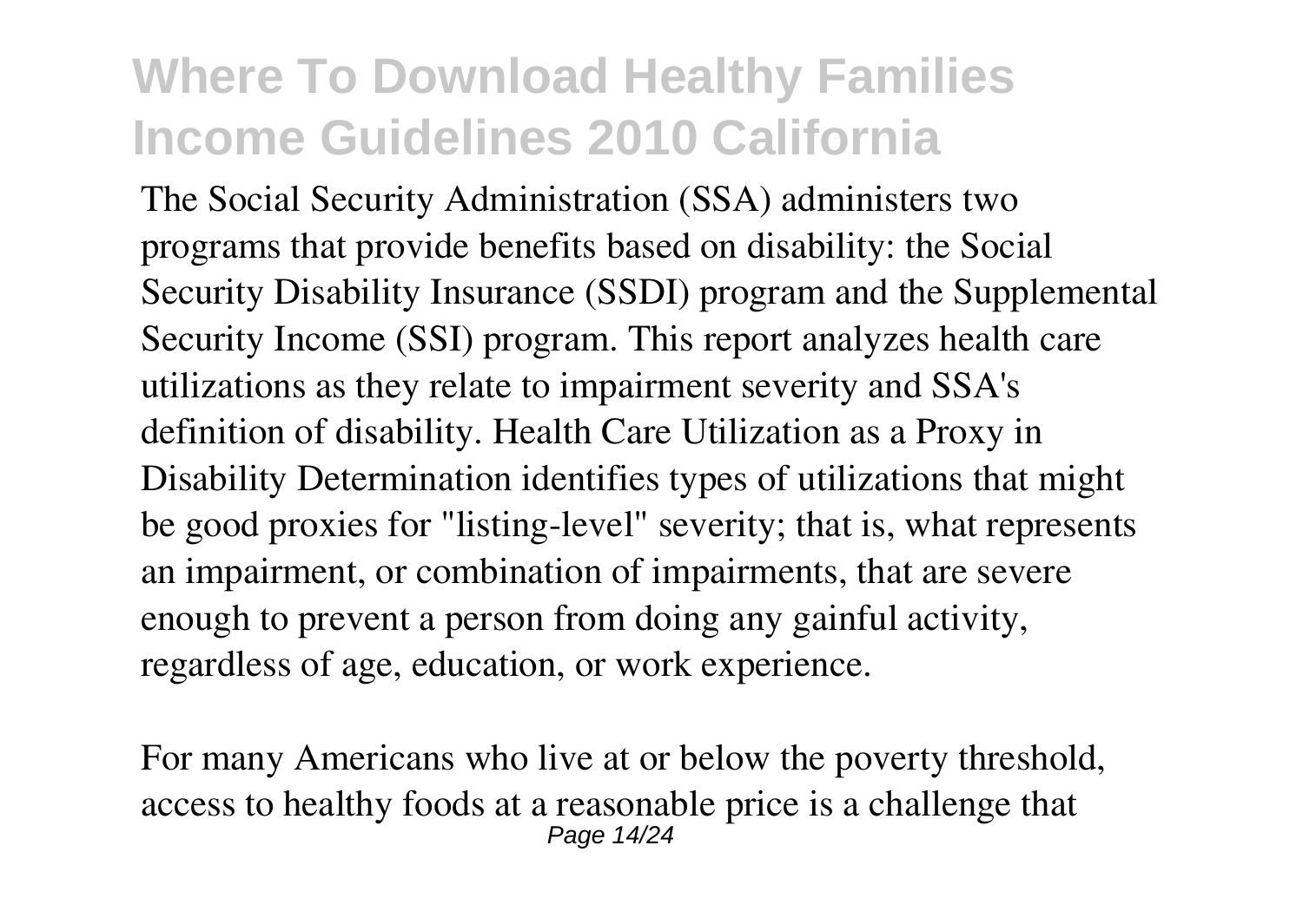The Social Security Administration (SSA) administers two programs that provide benefits based on disability: the Social Security Disability Insurance (SSDI) program and the Supplemental Security Income (SSI) program. This report analyzes health care utilizations as they relate to impairment severity and SSA's definition of disability. Health Care Utilization as a Proxy in Disability Determination identifies types of utilizations that might be good proxies for "listing-level" severity; that is, what represents an impairment, or combination of impairments, that are severe enough to prevent a person from doing any gainful activity, regardless of age, education, or work experience.

For many Americans who live at or below the poverty threshold, access to healthy foods at a reasonable price is a challenge that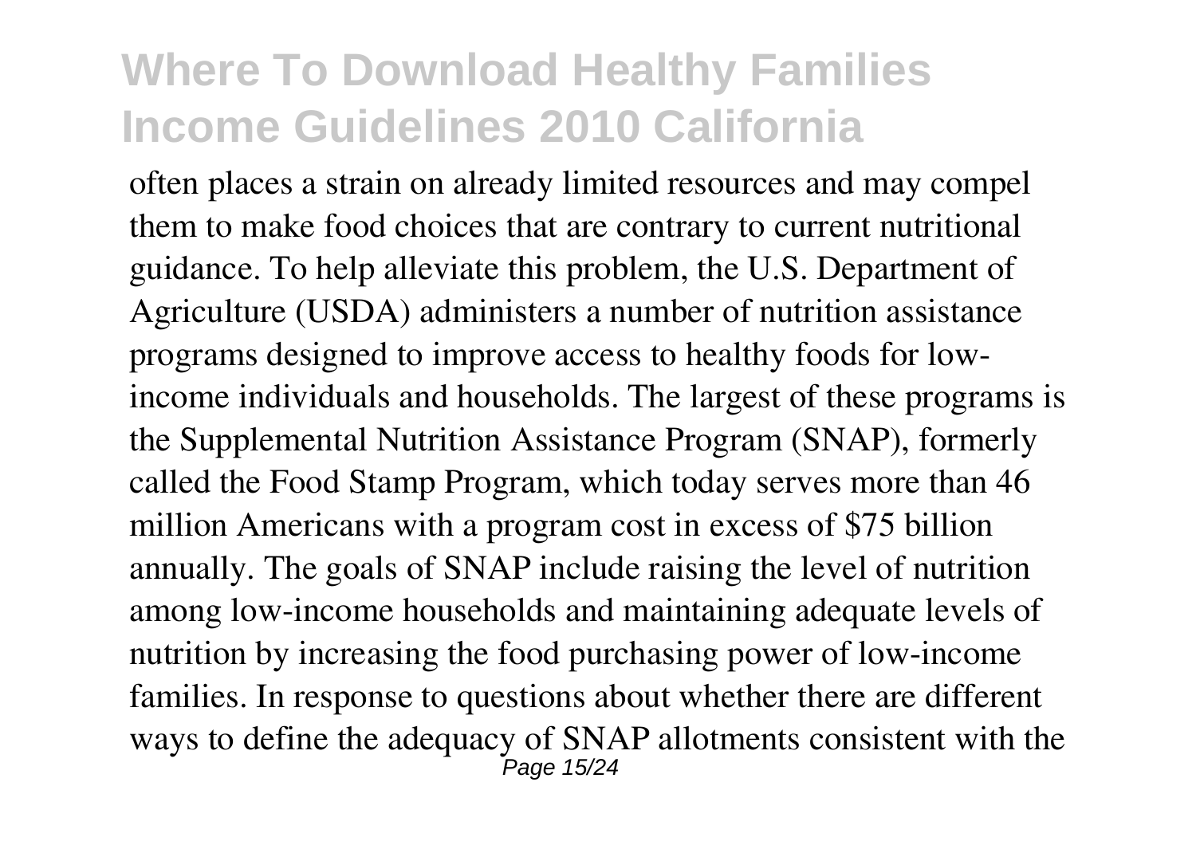often places a strain on already limited resources and may compel them to make food choices that are contrary to current nutritional guidance. To help alleviate this problem, the U.S. Department of Agriculture (USDA) administers a number of nutrition assistance programs designed to improve access to healthy foods for low-income individuals and households. The largest of these programs is the Supplemental Nutrition Assistance Program (SNAP), formerly called the Food Stamp Program, which today serves more than 46 million Americans with a program cost in excess of $75 billion annually. The goals of SNAP include raising the level of nutrition among low-income households and maintaining adequate levels of nutrition by increasing the food purchasing power of low-income families. In response to questions about whether there are different ways to define the adequacy of SNAP allotments consistent with the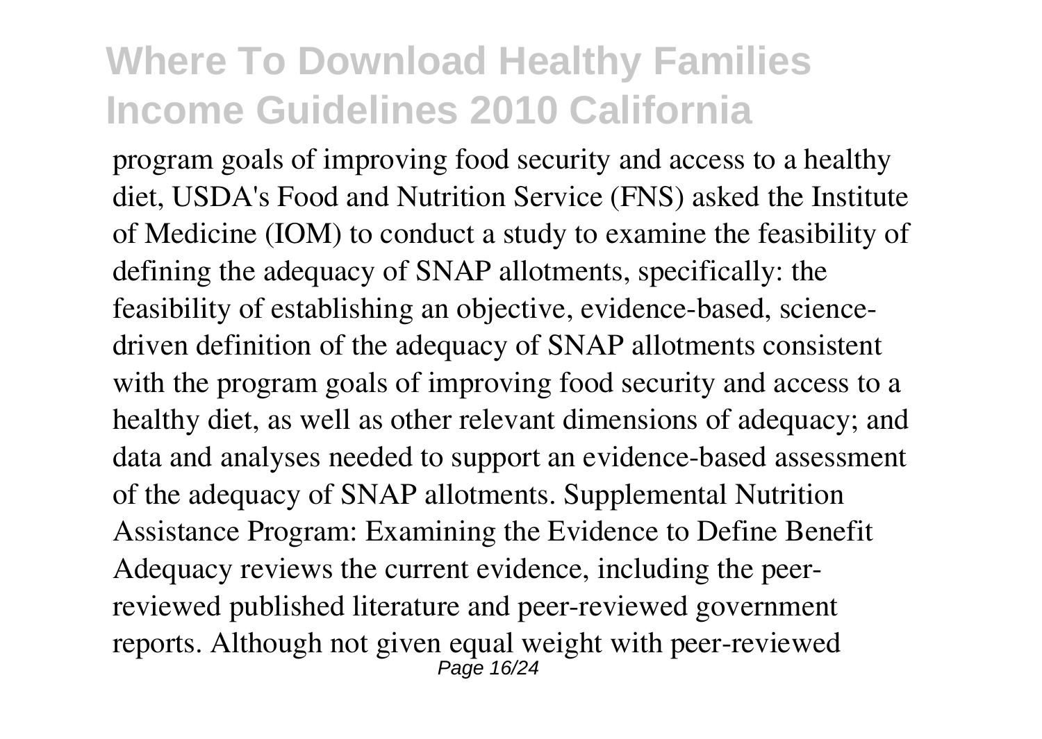program goals of improving food security and access to a healthy diet, USDA's Food and Nutrition Service (FNS) asked the Institute of Medicine (IOM) to conduct a study to examine the feasibility of defining the adequacy of SNAP allotments, specifically: the feasibility of establishing an objective, evidence-based, science-driven definition of the adequacy of SNAP allotments consistent with the program goals of improving food security and access to a healthy diet, as well as other relevant dimensions of adequacy; and data and analyses needed to support an evidence-based assessment of the adequacy of SNAP allotments. Supplemental Nutrition Assistance Program: Examining the Evidence to Define Benefit Adequacy reviews the current evidence, including the peer-reviewed published literature and peer-reviewed government reports. Although not given equal weight with peer-reviewed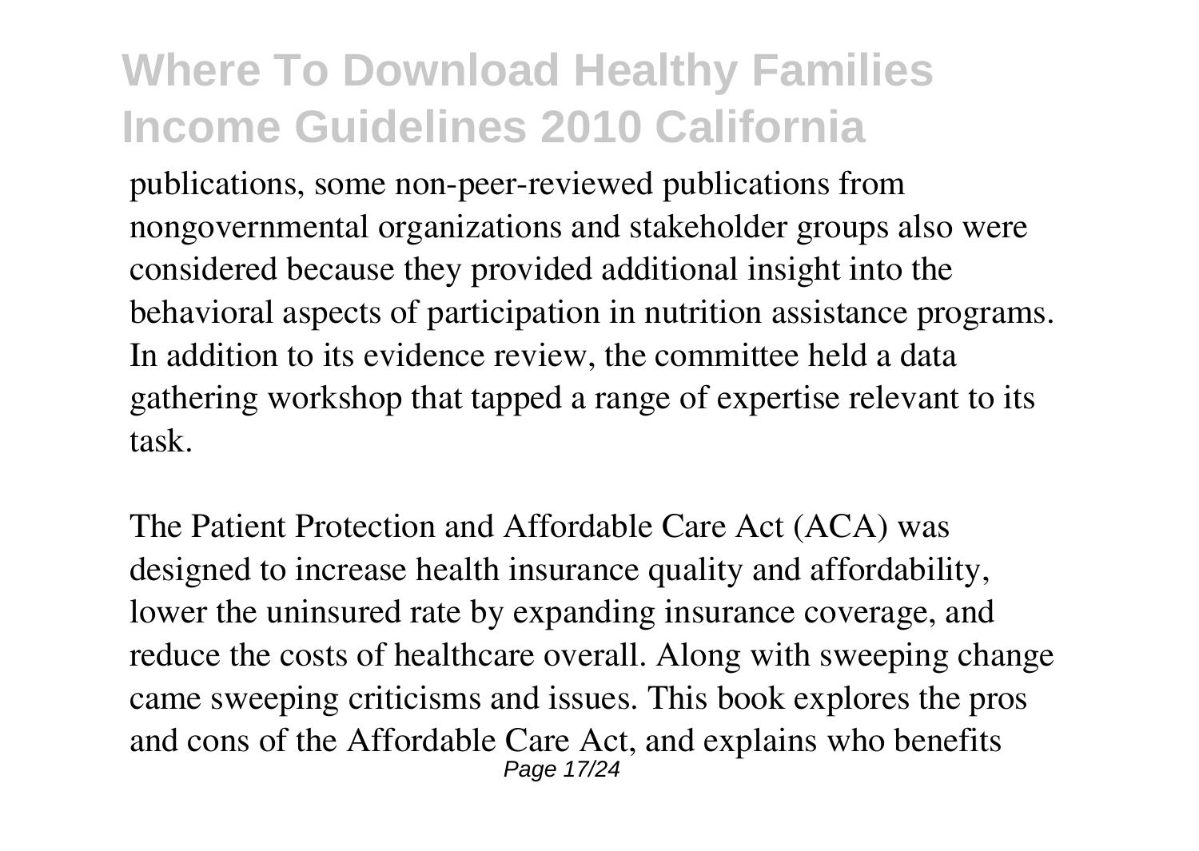publications, some non-peer-reviewed publications from nongovernmental organizations and stakeholder groups also were considered because they provided additional insight into the behavioral aspects of participation in nutrition assistance programs. In addition to its evidence review, the committee held a data gathering workshop that tapped a range of expertise relevant to its task.

The Patient Protection and Affordable Care Act (ACA) was designed to increase health insurance quality and affordability, lower the uninsured rate by expanding insurance coverage, and reduce the costs of healthcare overall. Along with sweeping change came sweeping criticisms and issues. This book explores the pros and cons of the Affordable Care Act, and explains who benefits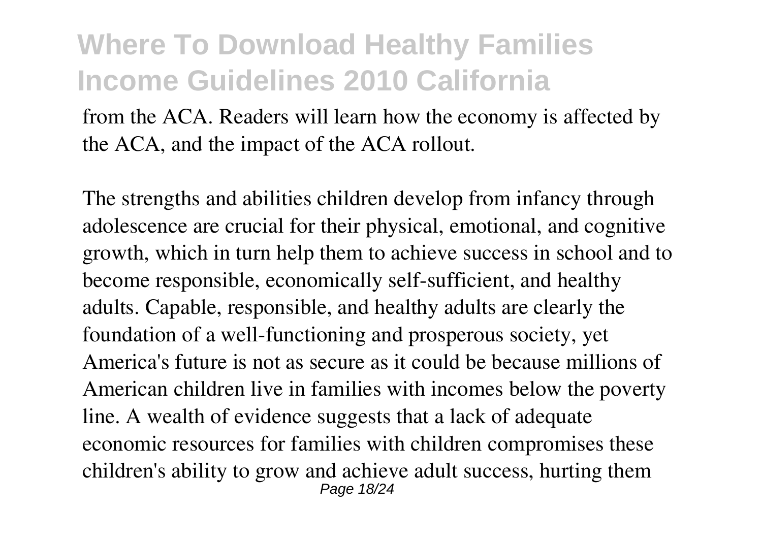from the ACA. Readers will learn how the economy is affected by the ACA, and the impact of the ACA rollout.

The strengths and abilities children develop from infancy through adolescence are crucial for their physical, emotional, and cognitive growth, which in turn help them to achieve success in school and to become responsible, economically self-sufficient, and healthy adults. Capable, responsible, and healthy adults are clearly the foundation of a well-functioning and prosperous society, yet America's future is not as secure as it could be because millions of American children live in families with incomes below the poverty line. A wealth of evidence suggests that a lack of adequate economic resources for families with children compromises these children's ability to grow and achieve adult success, hurting them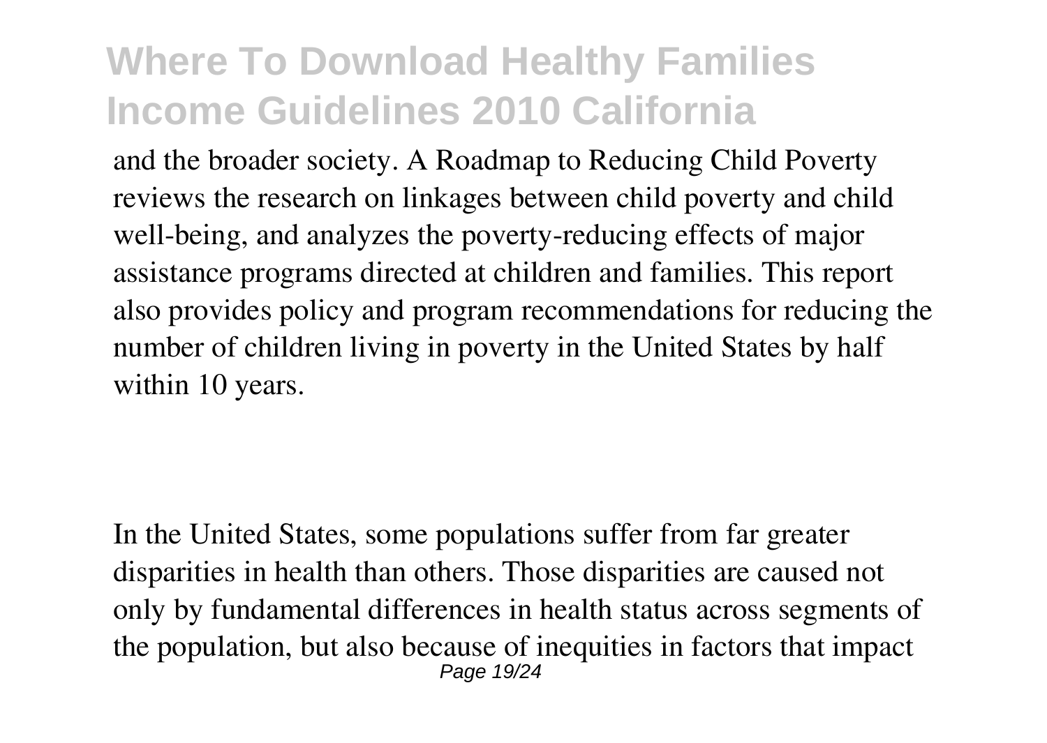and the broader society. A Roadmap to Reducing Child Poverty reviews the research on linkages between child poverty and child well-being, and analyzes the poverty-reducing effects of major assistance programs directed at children and families. This report also provides policy and program recommendations for reducing the number of children living in poverty in the United States by half within 10 years.

In the United States, some populations suffer from far greater disparities in health than others. Those disparities are caused not only by fundamental differences in health status across segments of the population, but also because of inequities in factors that impact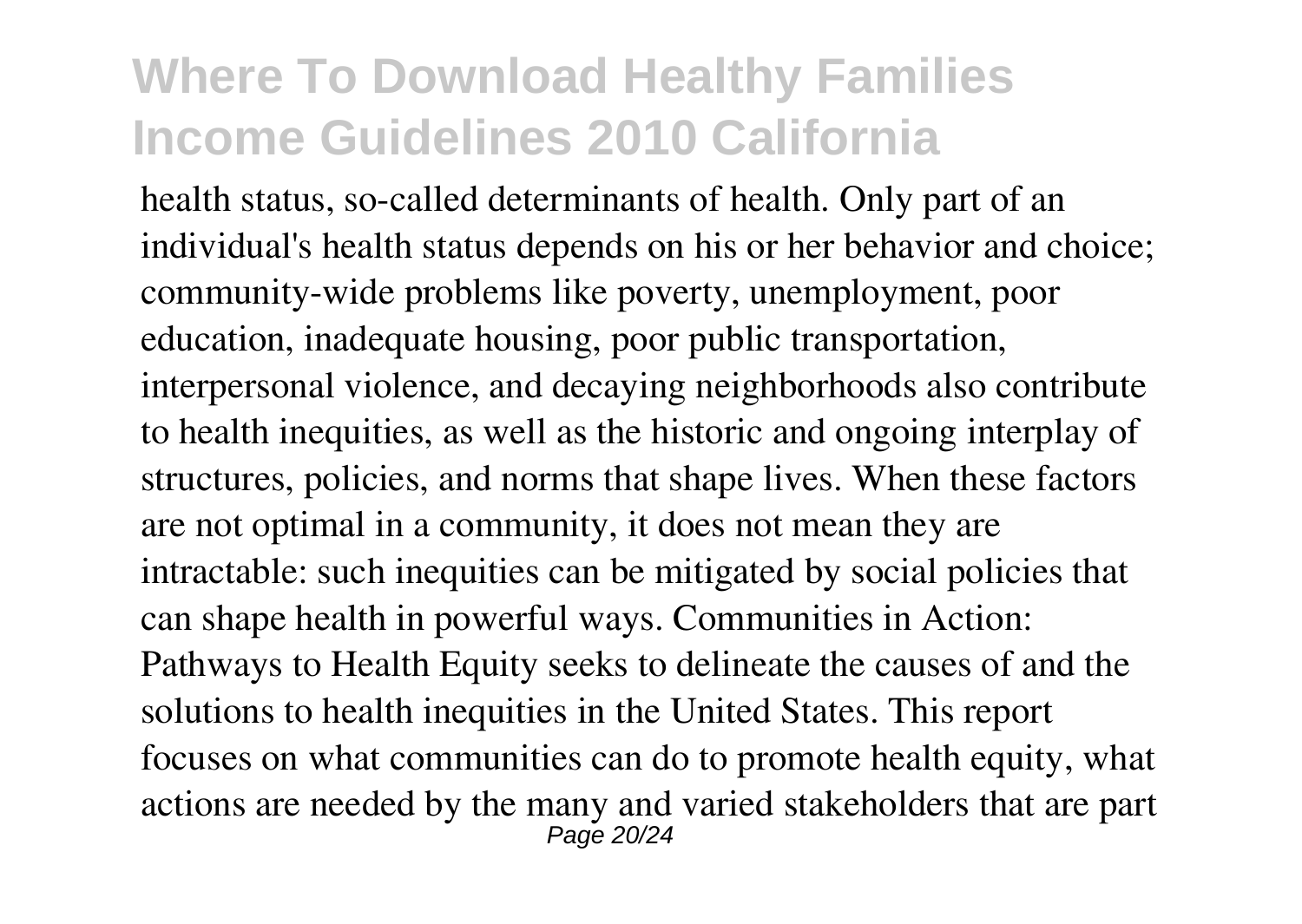health status, so-called determinants of health. Only part of an individual's health status depends on his or her behavior and choice; community-wide problems like poverty, unemployment, poor education, inadequate housing, poor public transportation, interpersonal violence, and decaying neighborhoods also contribute to health inequities, as well as the historic and ongoing interplay of structures, policies, and norms that shape lives. When these factors are not optimal in a community, it does not mean they are intractable: such inequities can be mitigated by social policies that can shape health in powerful ways. Communities in Action: Pathways to Health Equity seeks to delineate the causes of and the solutions to health inequities in the United States. This report focuses on what communities can do to promote health equity, what actions are needed by the many and varied stakeholders that are part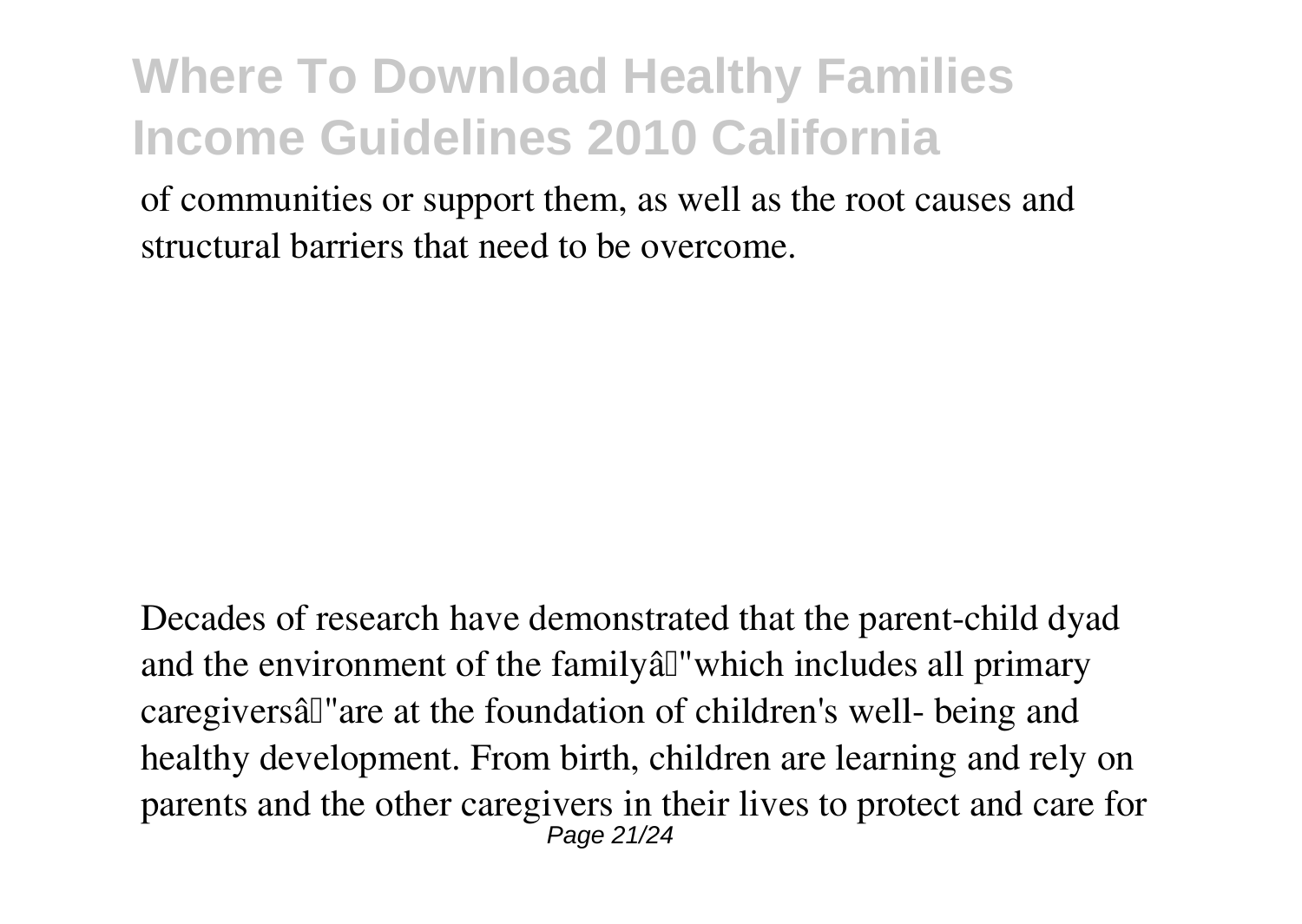of communities or support them, as well as the root causes and structural barriers that need to be overcome.

Decades of research have demonstrated that the parent-child dyad and the environment of the familyâ"which includes all primary caregiversâ"are at the foundation of children's well- being and healthy development. From birth, children are learning and rely on parents and the other caregivers in their lives to protect and care for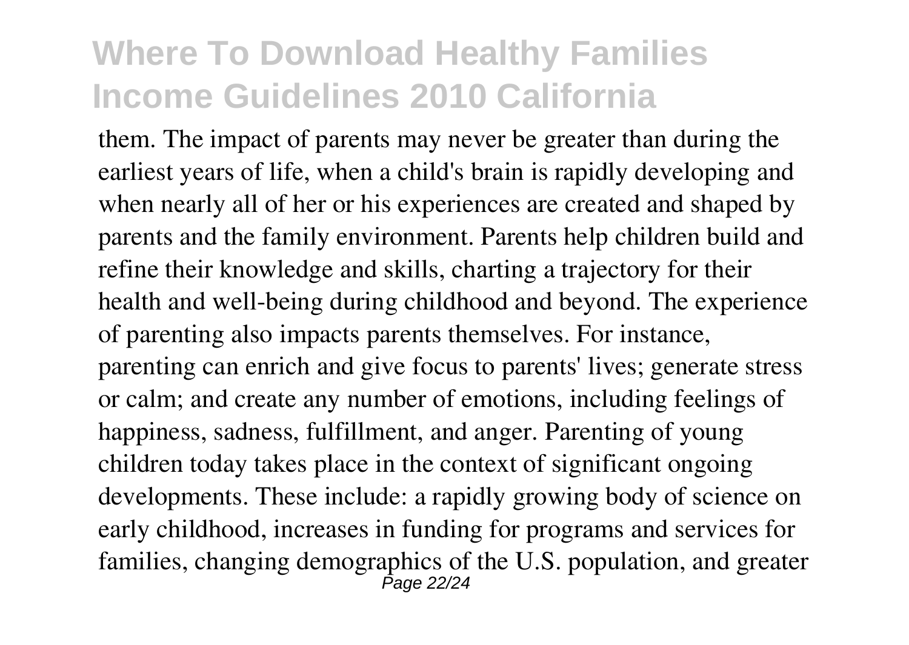them. The impact of parents may never be greater than during the earliest years of life, when a child's brain is rapidly developing and when nearly all of her or his experiences are created and shaped by parents and the family environment. Parents help children build and refine their knowledge and skills, charting a trajectory for their health and well-being during childhood and beyond. The experience of parenting also impacts parents themselves. For instance, parenting can enrich and give focus to parents' lives; generate stress or calm; and create any number of emotions, including feelings of happiness, sadness, fulfillment, and anger. Parenting of young children today takes place in the context of significant ongoing developments. These include: a rapidly growing body of science on early childhood, increases in funding for programs and services for families, changing demographics of the U.S. population, and greater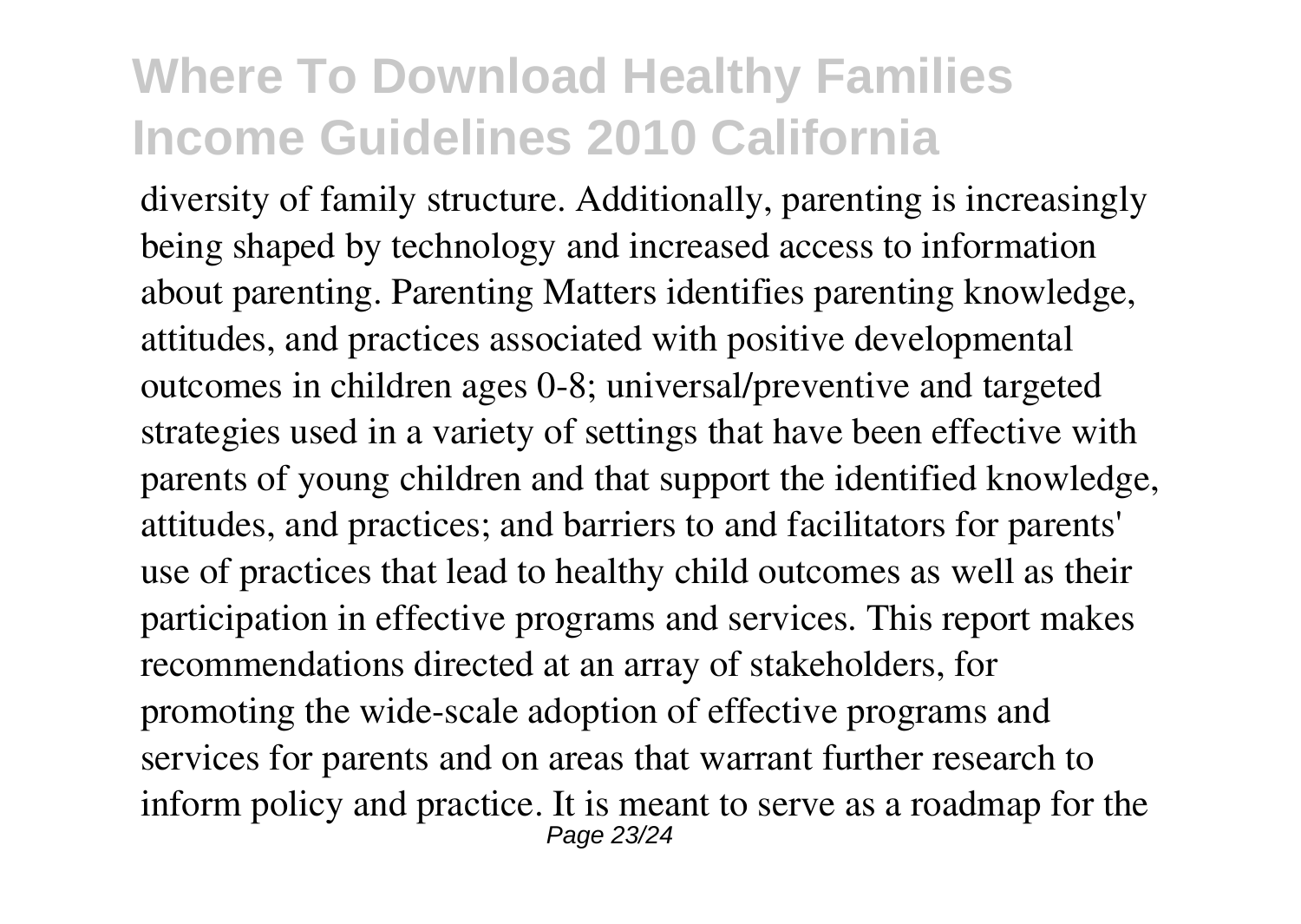diversity of family structure. Additionally, parenting is increasingly being shaped by technology and increased access to information about parenting. Parenting Matters identifies parenting knowledge, attitudes, and practices associated with positive developmental outcomes in children ages 0-8; universal/preventive and targeted strategies used in a variety of settings that have been effective with parents of young children and that support the identified knowledge, attitudes, and practices; and barriers to and facilitators for parents' use of practices that lead to healthy child outcomes as well as their participation in effective programs and services. This report makes recommendations directed at an array of stakeholders, for promoting the wide-scale adoption of effective programs and services for parents and on areas that warrant further research to inform policy and practice. It is meant to serve as a roadmap for the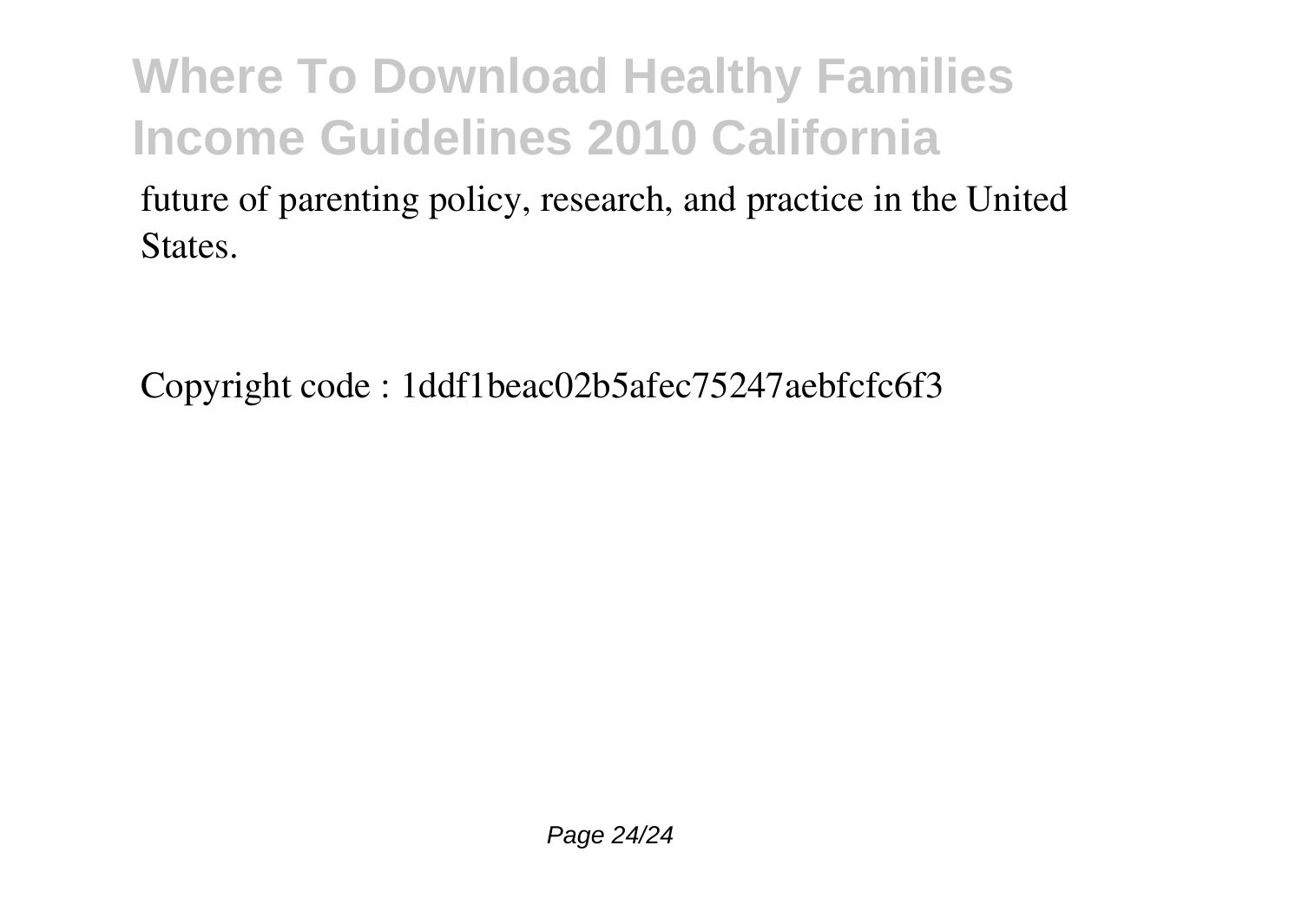future of parenting policy, research, and practice in the United States.

Copyright code : 1ddf1beac02b5afec75247aebfcfc6f3